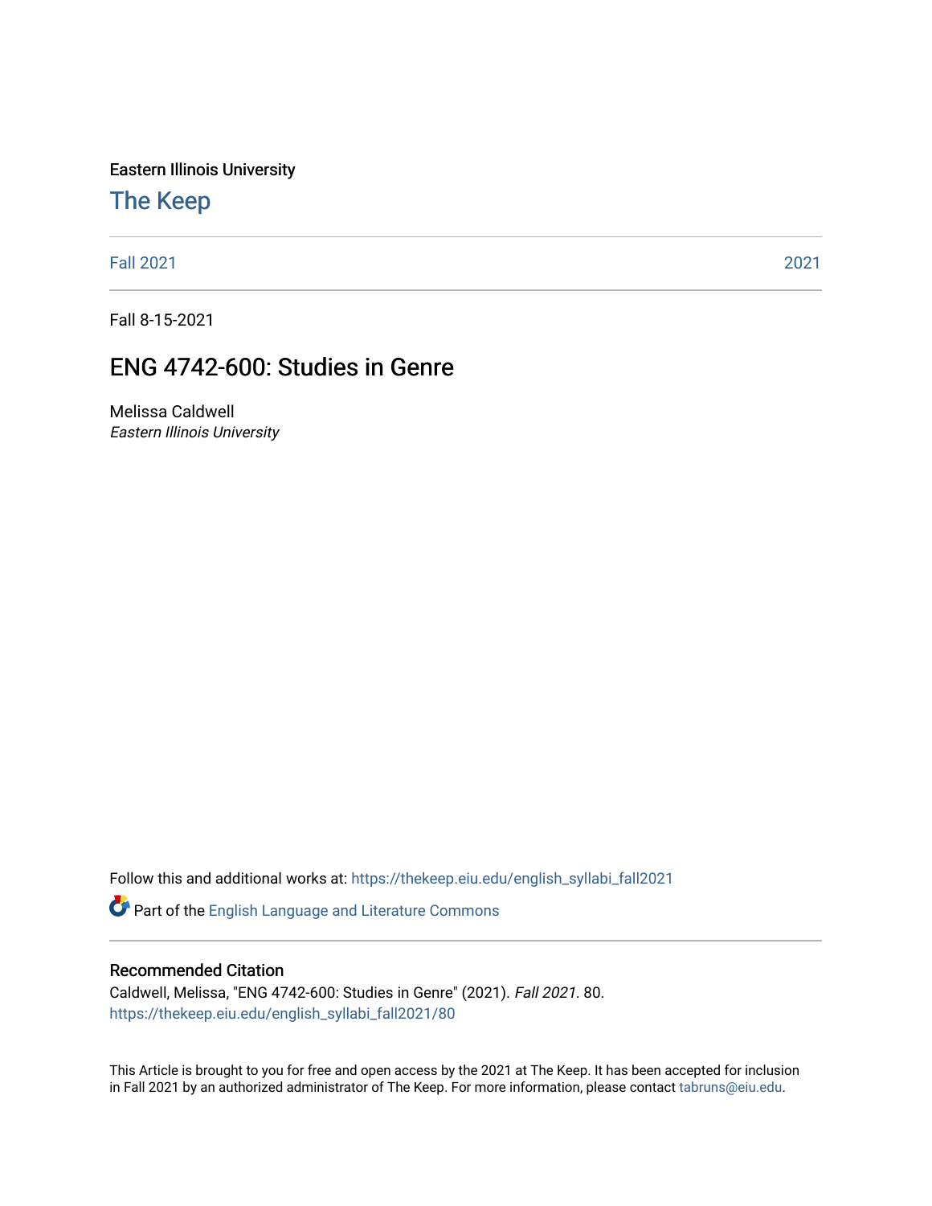Eastern Illinois University

# The Keep

Fall 2021 | 2021

Fall 8-15-2021

## ENG 4742-600: Studies in Genre

Melissa Caldwell
*Eastern Illinois University*

Follow this and additional works at: https://thekeep.eiu.edu/english_syllabi_fall2021

Part of the English Language and Literature Commons

### Recommended Citation

Caldwell, Melissa, "ENG 4742-600: Studies in Genre" (2021). *Fall 2021*. 80.
https://thekeep.eiu.edu/english_syllabi_fall2021/80

This Article is brought to you for free and open access by the 2021 at The Keep. It has been accepted for inclusion in Fall 2021 by an authorized administrator of The Keep. For more information, please contact tabruns@eiu.edu.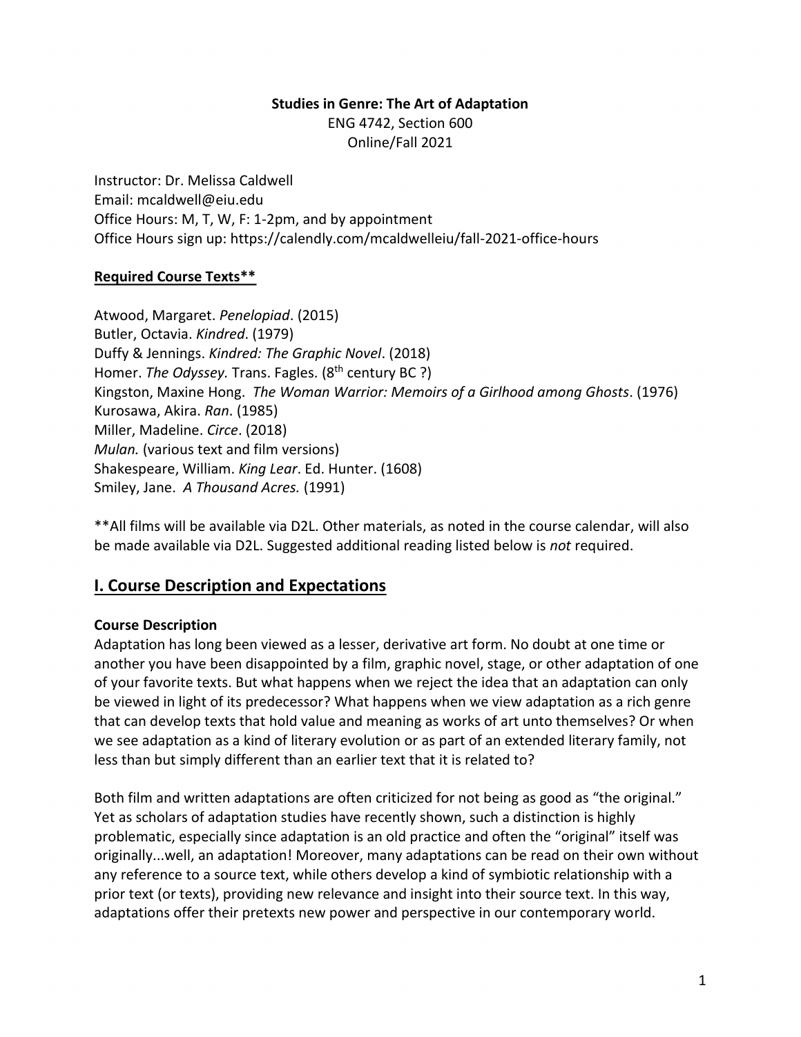**Studies in Genre: The Art of Adaptation**
ENG 4742, Section 600
Online/Fall 2021

Instructor: Dr. Melissa Caldwell
Email: mcaldwell@eiu.edu
Office Hours: M, T, W, F: 1-2pm, and by appointment
Office Hours sign up: https://calendly.com/mcaldwelleiu/fall-2021-office-hours

**Required Course Texts****

Atwood, Margaret. *Penelopiad*. (2015)
Butler, Octavia. *Kindred*. (1979)
Duffy & Jennings. *Kindred: The Graphic Novel*. (2018)
Homer. *The Odyssey.* Trans. Fagles. (8th century BC ?)
Kingston, Maxine Hong. *The Woman Warrior: Memoirs of a Girlhood among Ghosts*. (1976)
Kurosawa, Akira. *Ran*. (1985)
Miller, Madeline. *Circe*. (2018)
*Mulan.* (various text and film versions)
Shakespeare, William. *King Lear*. Ed. Hunter. (1608)
Smiley, Jane. *A Thousand Acres.* (1991)

**All films will be available via D2L. Other materials, as noted in the course calendar, will also be made available via D2L. Suggested additional reading listed below is *not* required.

## I. Course Description and Expectations

### Course Description

Adaptation has long been viewed as a lesser, derivative art form. No doubt at one time or another you have been disappointed by a film, graphic novel, stage, or other adaptation of one of your favorite texts. But what happens when we reject the idea that an adaptation can only be viewed in light of its predecessor? What happens when we view adaptation as a rich genre that can develop texts that hold value and meaning as works of art unto themselves? Or when we see adaptation as a kind of literary evolution or as part of an extended literary family, not less than but simply different than an earlier text that it is related to?

Both film and written adaptations are often criticized for not being as good as "the original." Yet as scholars of adaptation studies have recently shown, such a distinction is highly problematic, especially since adaptation is an old practice and often the "original" itself was originally...well, an adaptation! Moreover, many adaptations can be read on their own without any reference to a source text, while others develop a kind of symbiotic relationship with a prior text (or texts), providing new relevance and insight into their source text. In this way, adaptations offer their pretexts new power and perspective in our contemporary world.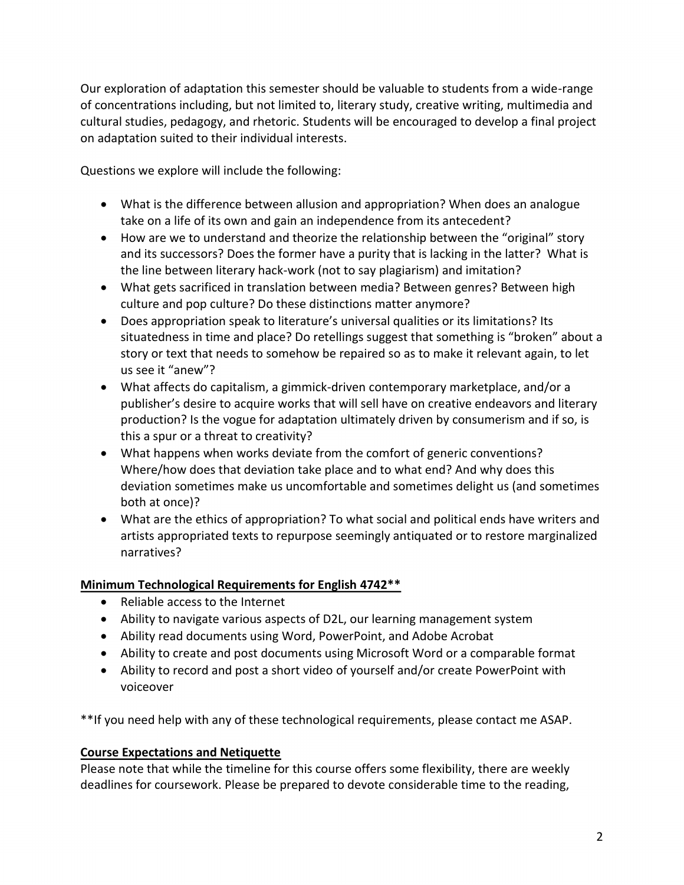Our exploration of adaptation this semester should be valuable to students from a wide-range of concentrations including, but not limited to, literary study, creative writing, multimedia and cultural studies, pedagogy, and rhetoric. Students will be encouraged to develop a final project on adaptation suited to their individual interests.

Questions we explore will include the following:

- What is the difference between allusion and appropriation? When does an analogue take on a life of its own and gain an independence from its antecedent?
- How are we to understand and theorize the relationship between the "original" story and its successors? Does the former have a purity that is lacking in the latter? What is the line between literary hack-work (not to say plagiarism) and imitation?
- What gets sacrificed in translation between media? Between genres? Between high culture and pop culture? Do these distinctions matter anymore?
- Does appropriation speak to literature's universal qualities or its limitations? Its situatedness in time and place? Do retellings suggest that something is "broken" about a story or text that needs to somehow be repaired so as to make it relevant again, to let us see it "anew"?
- What affects do capitalism, a gimmick-driven contemporary marketplace, and/or a publisher's desire to acquire works that will sell have on creative endeavors and literary production? Is the vogue for adaptation ultimately driven by consumerism and if so, is this a spur or a threat to creativity?
- What happens when works deviate from the comfort of generic conventions? Where/how does that deviation take place and to what end? And why does this deviation sometimes make us uncomfortable and sometimes delight us (and sometimes both at once)?
- What are the ethics of appropriation? To what social and political ends have writers and artists appropriated texts to repurpose seemingly antiquated or to restore marginalized narratives?

## Minimum Technological Requirements for English 4742**

- Reliable access to the Internet
- Ability to navigate various aspects of D2L, our learning management system
- Ability read documents using Word, PowerPoint, and Adobe Acrobat
- Ability to create and post documents using Microsoft Word or a comparable format
- Ability to record and post a short video of yourself and/or create PowerPoint with voiceover

**If you need help with any of these technological requirements, please contact me ASAP.

## Course Expectations and Netiquette

Please note that while the timeline for this course offers some flexibility, there are weekly deadlines for coursework. Please be prepared to devote considerable time to the reading,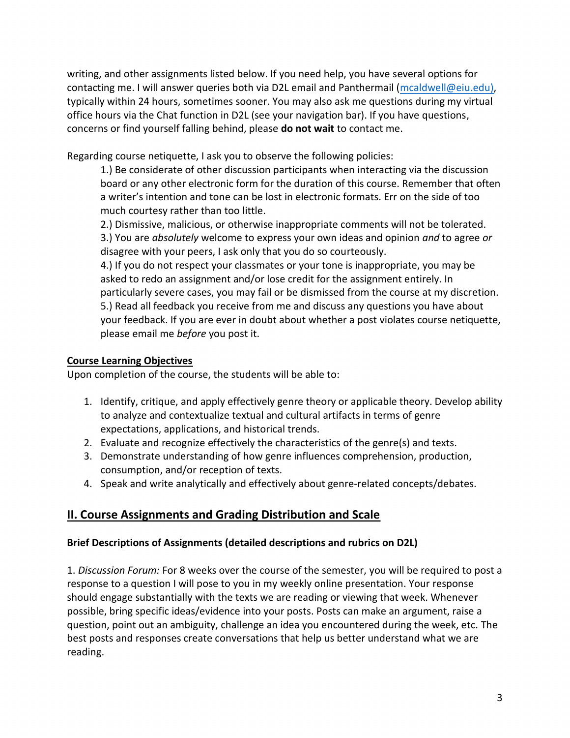writing, and other assignments listed below. If you need help, you have several options for contacting me. I will answer queries both via D2L email and Panthermail (mcaldwell@eiu.edu), typically within 24 hours, sometimes sooner. You may also ask me questions during my virtual office hours via the Chat function in D2L (see your navigation bar). If you have questions, concerns or find yourself falling behind, please **do not wait** to contact me.

Regarding course netiquette, I ask you to observe the following policies:

1.) Be considerate of other discussion participants when interacting via the discussion board or any other electronic form for the duration of this course. Remember that often a writer's intention and tone can be lost in electronic formats. Err on the side of too much courtesy rather than too little.
2.) Dismissive, malicious, or otherwise inappropriate comments will not be tolerated.
3.) You are *absolutely* welcome to express your own ideas and opinion *and* to agree *or* disagree with your peers, I ask only that you do so courteously.
4.) If you do not respect your classmates or your tone is inappropriate, you may be asked to redo an assignment and/or lose credit for the assignment entirely. In particularly severe cases, you may fail or be dismissed from the course at my discretion.
5.) Read all feedback you receive from me and discuss any questions you have about your feedback. If you are ever in doubt about whether a post violates course netiquette, please email me *before* you post it.

**Course Learning Objectives**

Upon completion of the course, the students will be able to:

1. Identify, critique, and apply effectively genre theory or applicable theory. Develop ability to analyze and contextualize textual and cultural artifacts in terms of genre expectations, applications, and historical trends.
2. Evaluate and recognize effectively the characteristics of the genre(s) and texts.
3. Demonstrate understanding of how genre influences comprehension, production, consumption, and/or reception of texts.
4. Speak and write analytically and effectively about genre-related concepts/debates.

## II. Course Assignments and Grading Distribution and Scale

### Brief Descriptions of Assignments (detailed descriptions and rubrics on D2L)

1. *Discussion Forum:* For 8 weeks over the course of the semester, you will be required to post a response to a question I will pose to you in my weekly online presentation. Your response should engage substantially with the texts we are reading or viewing that week. Whenever possible, bring specific ideas/evidence into your posts. Posts can make an argument, raise a question, point out an ambiguity, challenge an idea you encountered during the week, etc. The best posts and responses create conversations that help us better understand what we are reading.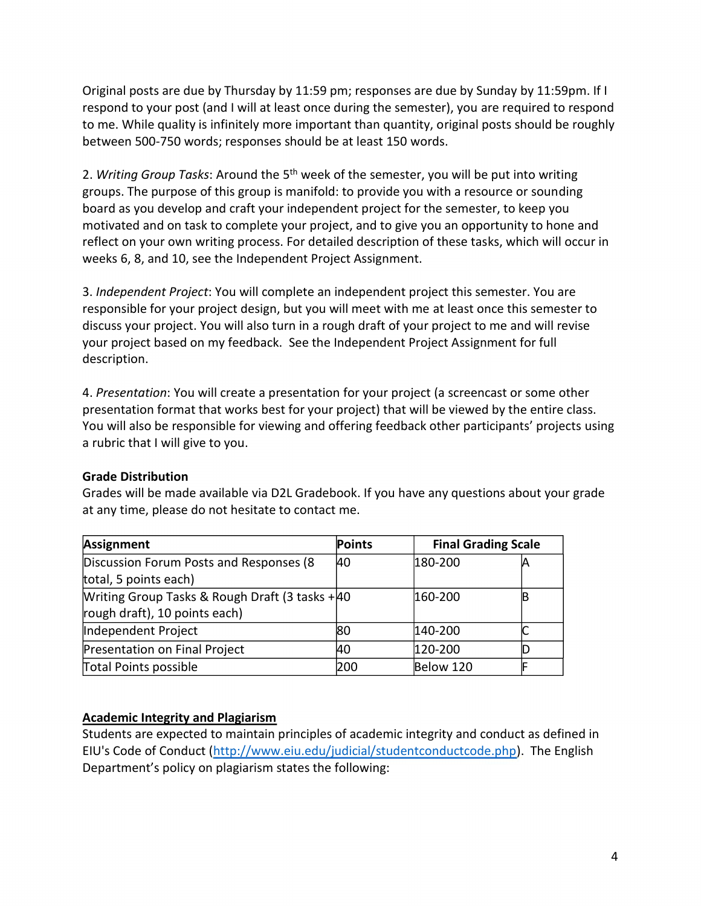Original posts are due by Thursday by 11:59 pm; responses are due by Sunday by 11:59pm. If I respond to your post (and I will at least once during the semester), you are required to respond to me. While quality is infinitely more important than quantity, original posts should be roughly between 500-750 words; responses should be at least 150 words.

2. *Writing Group Tasks*: Around the 5th week of the semester, you will be put into writing groups. The purpose of this group is manifold: to provide you with a resource or sounding board as you develop and craft your independent project for the semester, to keep you motivated and on task to complete your project, and to give you an opportunity to hone and reflect on your own writing process. For detailed description of these tasks, which will occur in weeks 6, 8, and 10, see the Independent Project Assignment.

3. *Independent Project*: You will complete an independent project this semester. You are responsible for your project design, but you will meet with me at least once this semester to discuss your project. You will also turn in a rough draft of your project to me and will revise your project based on my feedback. See the Independent Project Assignment for full description.

4. *Presentation*: You will create a presentation for your project (a screencast or some other presentation format that works best for your project) that will be viewed by the entire class. You will also be responsible for viewing and offering feedback other participants' projects using a rubric that I will give to you.

**Grade Distribution**

Grades will be made available via D2L Gradebook. If you have any questions about your grade at any time, please do not hesitate to contact me.

| Assignment | Points | Final Grading Scale | |
|---|---|---|---|
| Discussion Forum Posts and Responses (8 total, 5 points each) | 40 | 180-200 | A |
| Writing Group Tasks & Rough Draft (3 tasks + rough draft), 10 points each) | 40 | 160-200 | B |
| Independent Project | 80 | 140-200 | C |
| Presentation on Final Project | 40 | 120-200 | D |
| Total Points possible | 200 | Below 120 | F |

## Academic Integrity and Plagiarism

Students are expected to maintain principles of academic integrity and conduct as defined in EIU's Code of Conduct (http://www.eiu.edu/judicial/studentconductcode.php). The English Department's policy on plagiarism states the following: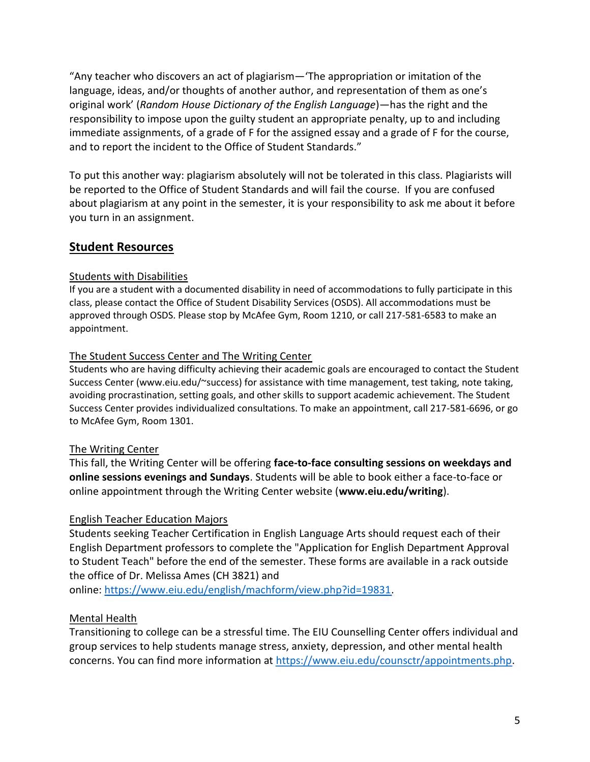"Any teacher who discovers an act of plagiarism—'The appropriation or imitation of the language, ideas, and/or thoughts of another author, and representation of them as one's original work' (*Random House Dictionary of the English Language*)—has the right and the responsibility to impose upon the guilty student an appropriate penalty, up to and including immediate assignments, of a grade of F for the assigned essay and a grade of F for the course, and to report the incident to the Office of Student Standards."

To put this another way: plagiarism absolutely will not be tolerated in this class. Plagiarists will be reported to the Office of Student Standards and will fail the course. If you are confused about plagiarism at any point in the semester, it is your responsibility to ask me about it before you turn in an assignment.

## Student Resources

### Students with Disabilities

If you are a student with a documented disability in need of accommodations to fully participate in this class, please contact the Office of Student Disability Services (OSDS). All accommodations must be approved through OSDS. Please stop by McAfee Gym, Room 1210, or call 217-581-6583 to make an appointment.

### The Student Success Center and The Writing Center

Students who are having difficulty achieving their academic goals are encouraged to contact the Student Success Center (www.eiu.edu/~success) for assistance with time management, test taking, note taking, avoiding procrastination, setting goals, and other skills to support academic achievement. The Student Success Center provides individualized consultations. To make an appointment, call 217-581-6696, or go to McAfee Gym, Room 1301.

### The Writing Center

This fall, the Writing Center will be offering **face-to-face consulting sessions on weekdays and online sessions evenings and Sundays**. Students will be able to book either a face-to-face or online appointment through the Writing Center website (**www.eiu.edu/writing**).

### English Teacher Education Majors

Students seeking Teacher Certification in English Language Arts should request each of their English Department professors to complete the "Application for English Department Approval to Student Teach" before the end of the semester. These forms are available in a rack outside the office of Dr. Melissa Ames (CH 3821) and online: https://www.eiu.edu/english/machform/view.php?id=19831.

### Mental Health

Transitioning to college can be a stressful time. The EIU Counselling Center offers individual and group services to help students manage stress, anxiety, depression, and other mental health concerns. You can find more information at https://www.eiu.edu/counsctr/appointments.php.